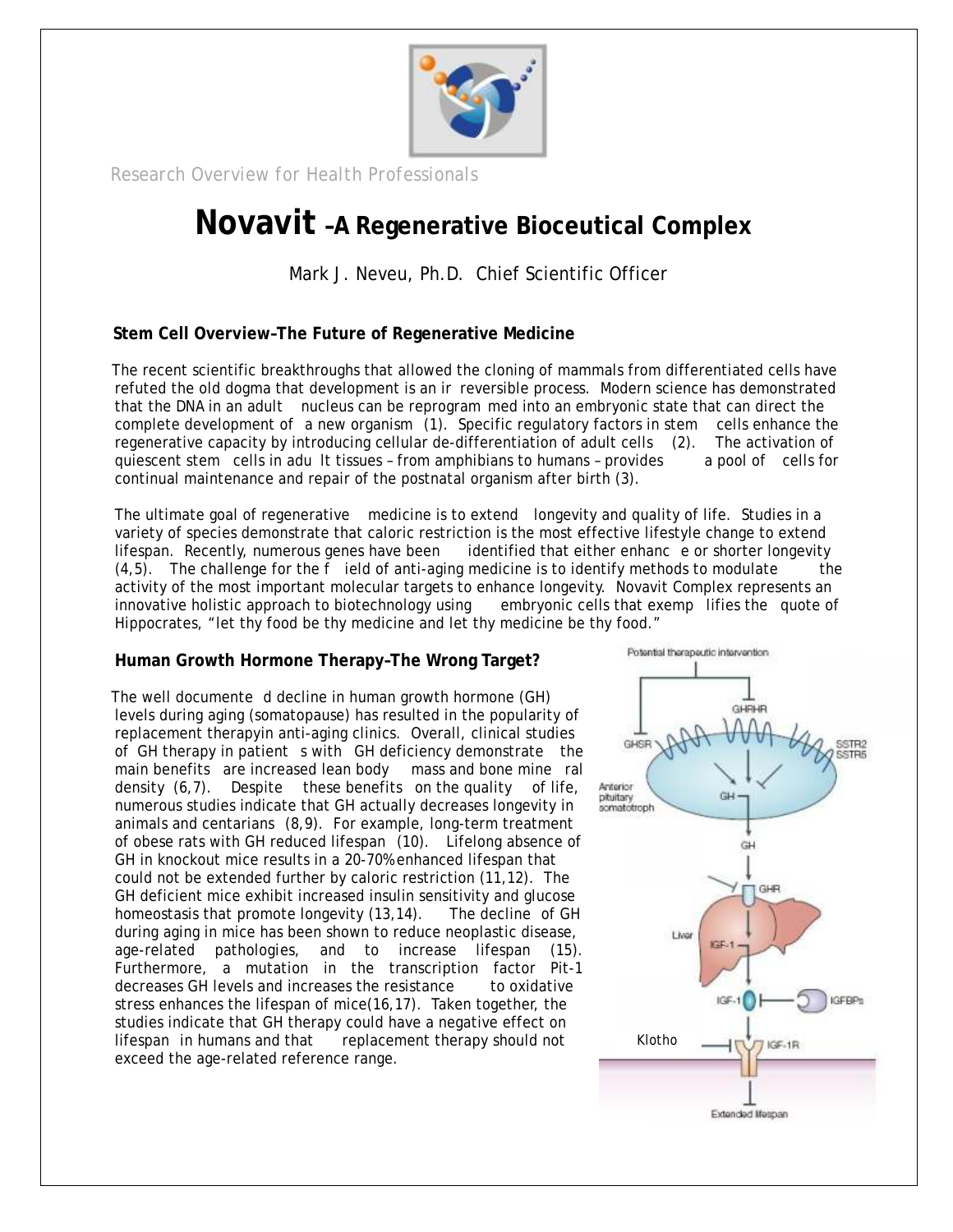Research Overview for Health Professionals

# Novavit –A Regenerative Bioceutical Complex

Mark J. Neveu, Ph.D. Chief Scientific Officer

### Stem Cell Overview–The Future of Regenerative Medicine

The recent scientific breakthroughs that allowed the cloning of mammals from differentiated cells have refuted the old dogma that development is an irreversible process. Modern science has demonstrated that the DNA in an adult nucleus can be reprogrammed into an embryonic state that can direct the complete development of a new organism (1). Specific regulatory factors in stem cells enhance the regenerative capacity by introducing cellular de-differentiation of adult cells (2). The activation of quiescent stem cells in adult tissues – from amphibians to humans – provides a pool of cells for continual maintenance and repair of the postnatal organism after birth (3).

The ultimate goal of regenerative medicine is to extend longevity and quality of life. Studies in a variety of species demonstrate that caloric restriction is the most effective lifestyle change to extend lifespan. Recently, numerous genes have been identified that either enhance or shorter longevity (4,5). The challenge for the field of anti-aging medicine is to identify methods to modulate the activity of the most important molecular targets to enhance longevity. Novavit Complex represents an innovative holistic approach to biotechnology using embryonic cells that exemplifies the quote of Hippocrates, "let thy food be thy medicine and let thy medicine be thy food."

### Human Growth Hormone Therapy–The Wrong Target?

The well documented decline in human growth hormone (GH) levels during aging (somatopause) has resulted in the popularity of replacement therapyin anti-aging clinics. Overall, clinical studies of GH therapy in patients with GH deficiency demonstrate the main benefits are increased lean body mass and bone mineral density (6,7). Despite these benefits on the quality of life, numerous studies indicate that GH actually decreases longevity in animals and centarians (8,9). For example, long-term treatment of obese rats with GH reduced lifespan (10). Lifelong absence of GH in knockout mice results in a 20-70% enhanced lifespan that could not be extended further by caloric restriction (11,12). The GH deficient mice exhibit increased insulin sensitivity and glucose homeostasis that promote longevity (13,14). The decline of GH during aging in mice has been shown to reduce neoplastic disease, age-related pathologies, and to increase lifespan (15). Furthermore, a mutation in the transcription factor Pit-1 decreases GH levels and increases the resistance to oxidative stress enhances the lifespan of mice(16,17). Taken together, the studies indicate that GH therapy could have a negative effect on lifespan in humans and that replacement therapy should not exceed the age-related reference range.

Potential therapeutic intervention

GHSR, GHRHR, SSTR2, SSTR5, Anterior pituitary somatotroph, GH, GHR, Liver, IGF-1, IGFBPs, Klotho, IGF-1R, Extended lifespan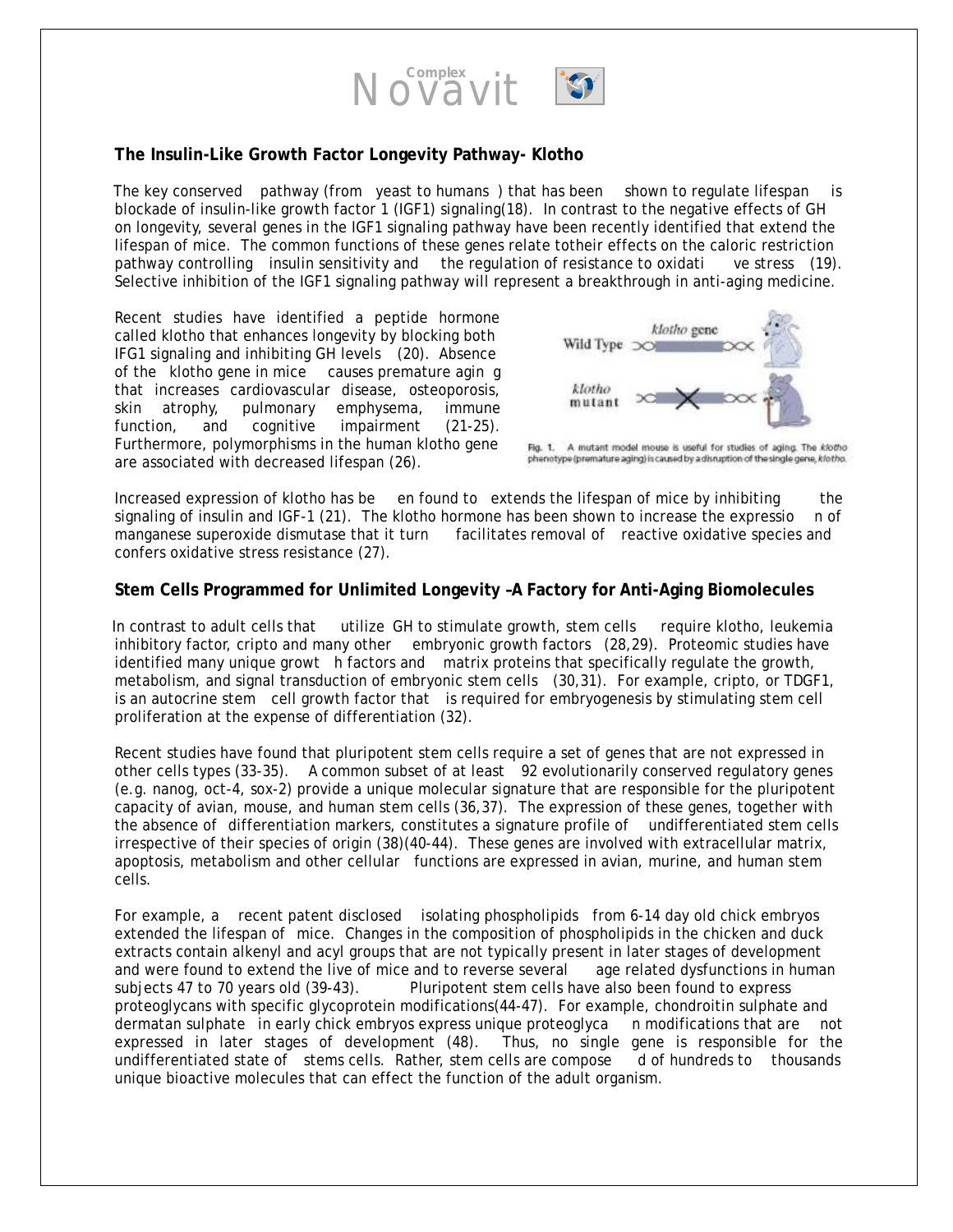## The Insulin-Like Growth Factor Longevity Pathway- Klotho

The key conserved pathway (from yeast to humans) that has been shown to regulate lifespan is blockade of insulin-like growth factor 1 (IGF1) signaling(18). In contrast to the negative effects of GH on longevity, several genes in the IGF1 signaling pathway have been recently identified that extend the lifespan of mice. The common functions of these genes relate totheir effects on the caloric restriction pathway controlling insulin sensitivity and the regulation of resistance to oxidative stress (19). Selective inhibition of the IGF1 signaling pathway will represent a breakthrough in anti-aging medicine.

Recent studies have identified a peptide hormone called klotho that enhances longevity by blocking both IFG1 signaling and inhibiting GH levels (20). Absence of the klotho gene in mice causes premature aging that increases cardiovascular disease, osteoporosis, skin atrophy, pulmonary emphysema, immune function, and cognitive impairment (21-25). Furthermore, polymorphisms in the human klotho gene are associated with decreased lifespan (26).

Fig. 1. A mutant model mouse is useful for studies of aging. The *klotho* phenotype (premature aging) is caused by a disruption of the single gene, *klotho*.

Increased expression of klotho has been found to extends the lifespan of mice by inhibiting the signaling of insulin and IGF-1 (21). The klotho hormone has been shown to increase the expression of manganese superoxide dismutase that it turn facilitates removal of reactive oxidative species and confers oxidative stress resistance (27).

## Stem Cells Programmed for Unlimited Longevity –A Factory for Anti-Aging Biomolecules

In contrast to adult cells that utilize GH to stimulate growth, stem cells require klotho, leukemia inhibitory factor, cripto and many other embryonic growth factors (28,29). Proteomic studies have identified many unique growth factors and matrix proteins that specifically regulate the growth, metabolism, and signal transduction of embryonic stem cells (30,31). For example, cripto, or TDGF1, is an autocrine stem cell growth factor that is required for embryogenesis by stimulating stem cell proliferation at the expense of differentiation (32).

Recent studies have found that pluripotent stem cells require a set of genes that are not expressed in other cells types (33-35). A common subset of at least 92 evolutionarily conserved regulatory genes (e.g. nanog, oct-4, sox-2) provide a unique molecular signature that are responsible for the pluripotent capacity of avian, mouse, and human stem cells (36,37). The expression of these genes, together with the absence of differentiation markers, constitutes a signature profile of undifferentiated stem cells irrespective of their species of origin (38)(40-44). These genes are involved with extracellular matrix, apoptosis, metabolism and other cellular functions are expressed in avian, murine, and human stem cells.

For example, a recent patent disclosed isolating phospholipids from 6-14 day old chick embryos extended the lifespan of mice. Changes in the composition of phospholipids in the chicken and duck extracts contain alkenyl and acyl groups that are not typically present in later stages of development and were found to extend the live of mice and to reverse several age related dysfunctions in human subjects 47 to 70 years old (39-43). Pluripotent stem cells have also been found to express proteoglycans with specific glycoprotein modifications(44-47). For example, chondroitin sulphate and dermatan sulphate in early chick embryos express unique proteoglycan modifications that are not expressed in later stages of development (48). Thus, no single gene is responsible for the undifferentiated state of stems cells. Rather, stem cells are composed of hundreds to thousands unique bioactive molecules that can effect the function of the adult organism.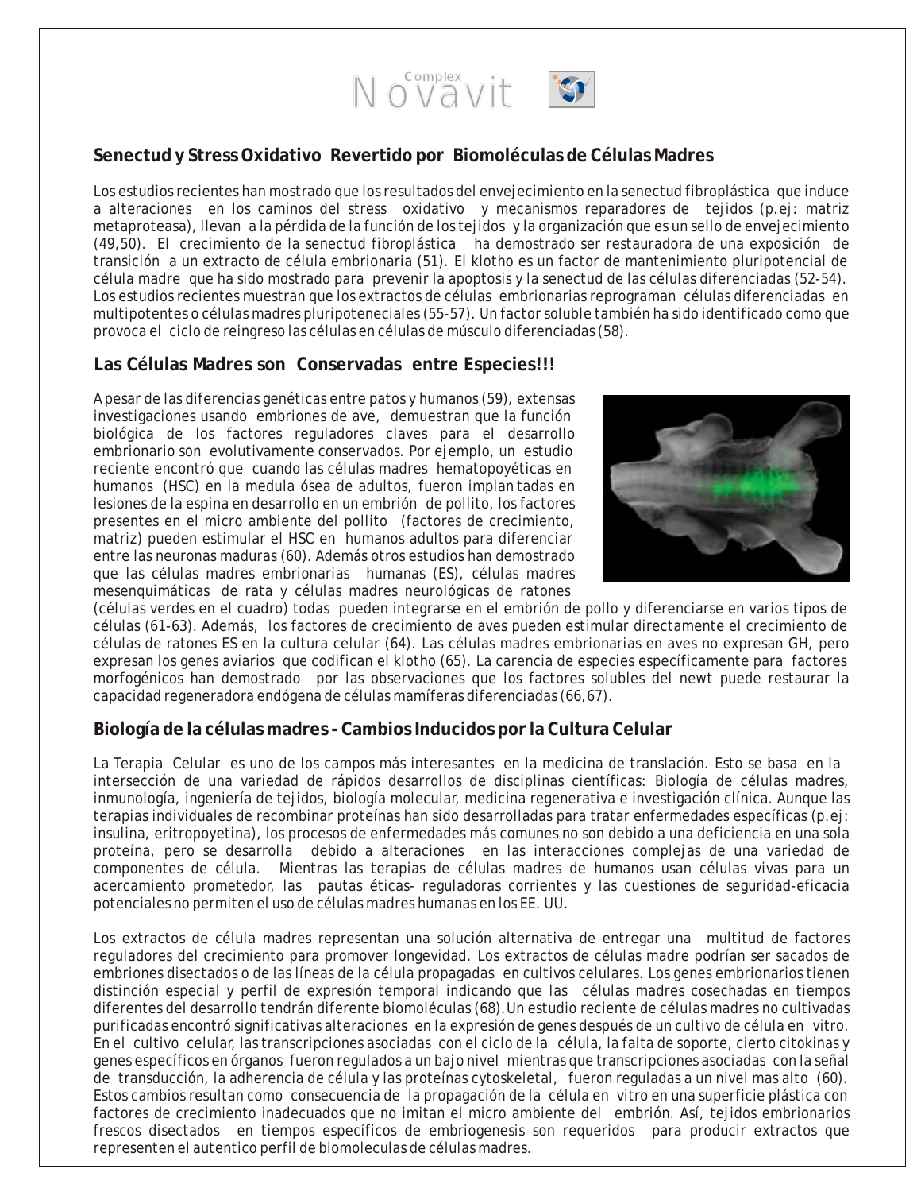## Senectud y Stress Oxidativo Revertido por Biomoléculas de Células Madres

Los estudios recientes han mostrado que los resultados del envejecimiento en la senectud fibroplástica que induce a alteraciones en los caminos del stress oxidativo y mecanismos reparadores de tejidos (p.ej: matriz metaproteasa), llevan a la pérdida de la función de los tejidos y la organización que es un sello de envejecimiento (49,50). El crecimiento de la senectud fibroplástica ha demostrado ser restauradora de una exposición de transición a un extracto de célula embrionaria (51). El klotho es un factor de mantenimiento pluripotencial de célula madre que ha sido mostrado para prevenir la apoptosis y la senectud de las células diferenciadas (52-54). Los estudios recientes muestran que los extractos de células embrionarias reprograman células diferenciadas en multipotentes o células madres pluripoteneciales (55-57). Un factor soluble también ha sido identificado como que provoca el ciclo de reingreso las células en células de músculo diferenciadas (58).

## Las Células Madres son Conservadas entre Especies!!!

A pesar de las diferencias genéticas entre patos y humanos (59), extensas investigaciones usando embriones de ave, demuestran que la función biológica de los factores reguladores claves para el desarrollo embrionario son evolutivamente conservados. Por ejemplo, un estudio reciente encontró que cuando las células madres hematopoyéticas en humanos (HSC) en la medula ósea de adultos, fueron implantadas en lesiones de la espina en desarrollo en un embrión de pollito, los factores presentes en el micro ambiente del pollito (factores de crecimiento, matriz) pueden estimular el HSC en humanos adultos para diferenciar entre las neuronas maduras (60). Además otros estudios han demostrado que las células madres embrionarias humanas (ES), células madres mesenquimáticas de rata y células madres neurológicas de ratones (células verdes en el cuadro) todas pueden integrarse en el embrión de pollo y diferenciarse en varios tipos de células (61-63). Además, los factores de crecimiento de aves pueden estimular directamente el crecimiento de células de ratones ES en la cultura celular (64). Las células madres embrionarias en aves no expresan GH, pero expresan los genes aviarios que codifican el klotho (65). La carencia de especies específicamente para factores morfogénicos han demostrado por las observaciones que los factores solubles del newt puede restaurar la capacidad regeneradora endógena de células mamíferas diferenciadas (66,67).

## Biología de la células madres - Cambios Inducidos por la Cultura Celular

La Terapia Celular es uno de los campos más interesantes en la medicina de translación. Esto se basa en la intersección de una variedad de rápidos desarrollos de disciplinas científicas: Biología de células madres, inmunología, ingeniería de tejidos, biología molecular, medicina regenerativa e investigación clínica. Aunque las terapias individuales de recombinar proteínas han sido desarrolladas para tratar enfermedades específicas (p.ej: insulina, eritropoyetina), los procesos de enfermedades más comunes no son debido a una deficiencia en una sola proteína, pero se desarrolla debido a alteraciones en las interacciones complejas de una variedad de componentes de célula. Mientras las terapias de células madres de humanos usan células vivas para un acercamiento prometedor, las pautas éticas- reguladoras corrientes y las cuestiones de seguridad-eficacia potenciales no permiten el uso de células madres humanas en los EE. UU.

Los extractos de célula madres representan una solución alternativa de entregar una multitud de factores reguladores del crecimiento para promover longevidad. Los extractos de células madre podrían ser sacados de embriones disectados o de las líneas de la célula propagadas en cultivos celulares. Los genes embrionarios tienen distinción especial y perfil de expresión temporal indicando que las células madres cosechadas en tiempos diferentes del desarrollo tendrán diferente biomoléculas (68). Un estudio reciente de células madres no cultivadas purificadas encontró significativas alteraciones en la expresión de genes después de un cultivo de célula en vitro. En el cultivo celular, las transcripciones asociadas con el ciclo de la célula, la falta de soporte, cierto citokinas y genes específicos en órganos fueron regulados a un bajo nivel mientras que transcripciones asociadas con la señal de transducción, la adherencia de célula y las proteínas cytoskeletal, fueron reguladas a un nivel mas alto (60). Estos cambios resultan como consecuencia de la propagación de la célula en vitro en una superficie plástica con factores de crecimiento inadecuados que no imitan el micro ambiente del embrión. Así, tejidos embrionarios frescos disectados en tiempos específicos de embriogenesis son requeridos para producir extractos que representen el autentico perfil de biomoleculas de células madres.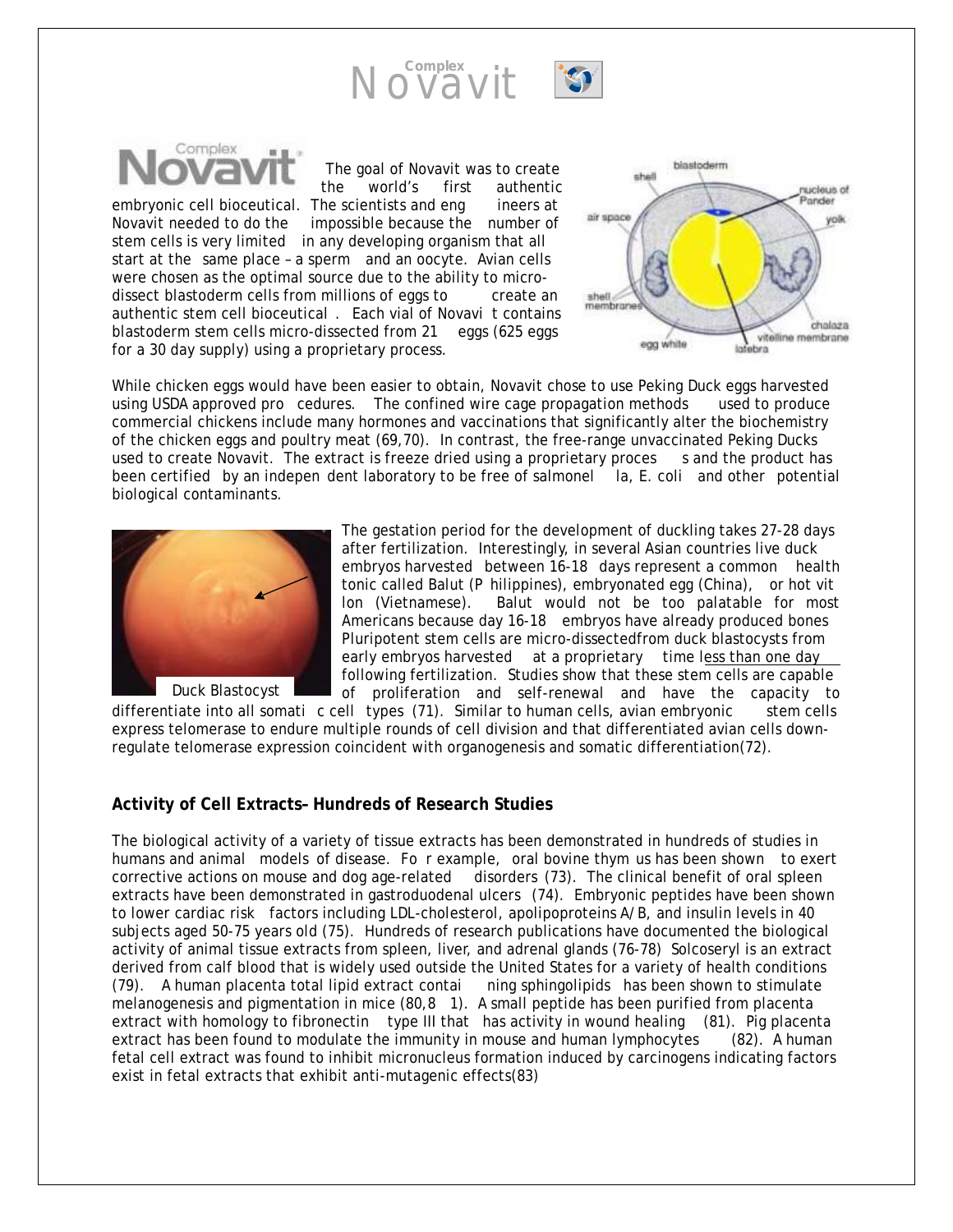The goal of Novavit was to create the world's first authentic embryonic cell bioceutical. The scientists and engineers at Novavit needed to do the impossible because the number of stem cells is very limited in any developing organism that all start at the same place – a sperm and an oocyte. Avian cells were chosen as the optimal source due to the ability to micro-dissect blastoderm cells from millions of eggs to create an authentic stem cell bioceutical. Each vial of Novavit contains blastoderm stem cells micro-dissected from 21 eggs (625 eggs for a 30 day supply) using a proprietary process.

While chicken eggs would have been easier to obtain, Novavit chose to use Peking Duck eggs harvested using USDA approved procedures. The confined wire cage propagation methods used to produce commercial chickens include many hormones and vaccinations that significantly alter the biochemistry of the chicken eggs and poultry meat (69,70). In contrast, the free-range unvaccinated Peking Ducks used to create Novavit. The extract is freeze dried using a proprietary process and the product has been certified by an independent laboratory to be free of salmonella, E. coli and other potential biological contaminants.

Duck Blastocyst

The gestation period for the development of duckling takes 27-28 days after fertilization. Interestingly, in several Asian countries live duck embryos harvested between 16-18 days represent a common health tonic called Balut (Philippines), embryonated egg (China), or hot vit lon (Vietnamese). Balut would not be too palatable for most Americans because day 16-18 embryos have already produced bones Pluripotent stem cells are micro-dissectedfrom duck blastocysts from early embryos harvested at a proprietary time less than one day following fertilization. Studies show that these stem cells are capable of proliferation and self-renewal and have the capacity to differentiate into all somatic cell types (71). Similar to human cells, avian embryonic stem cells express telomerase to endure multiple rounds of cell division and that differentiated avian cells down-regulate telomerase expression coincident with organogenesis and somatic differentiation(72).

**Activity of Cell Extracts– Hundreds of Research Studies**

The biological activity of a variety of tissue extracts has been demonstrated in hundreds of studies in humans and animal models of disease. For example, oral bovine thymus has been shown to exert corrective actions on mouse and dog age-related disorders (73). The clinical benefit of oral spleen extracts have been demonstrated in gastroduodenal ulcers (74). Embryonic peptides have been shown to lower cardiac risk factors including LDL-cholesterol, apolipoproteins A/B, and insulin levels in 40 subjects aged 50-75 years old (75). Hundreds of research publications have documented the biological activity of animal tissue extracts from spleen, liver, and adrenal glands (76-78) Solcoseryl is an extract derived from calf blood that is widely used outside the United States for a variety of health conditions (79). A human placenta total lipid extract containing sphingolipids has been shown to stimulate melanogenesis and pigmentation in mice (80,81). A small peptide has been purified from placenta extract with homology to fibronectin type III that has activity in wound healing (81). Pig placenta extract has been found to modulate the immunity in mouse and human lymphocytes (82). A human fetal cell extract was found to inhibit micronucleus formation induced by carcinogens indicating factors exist in fetal extracts that exhibit anti-mutagenic effects(83)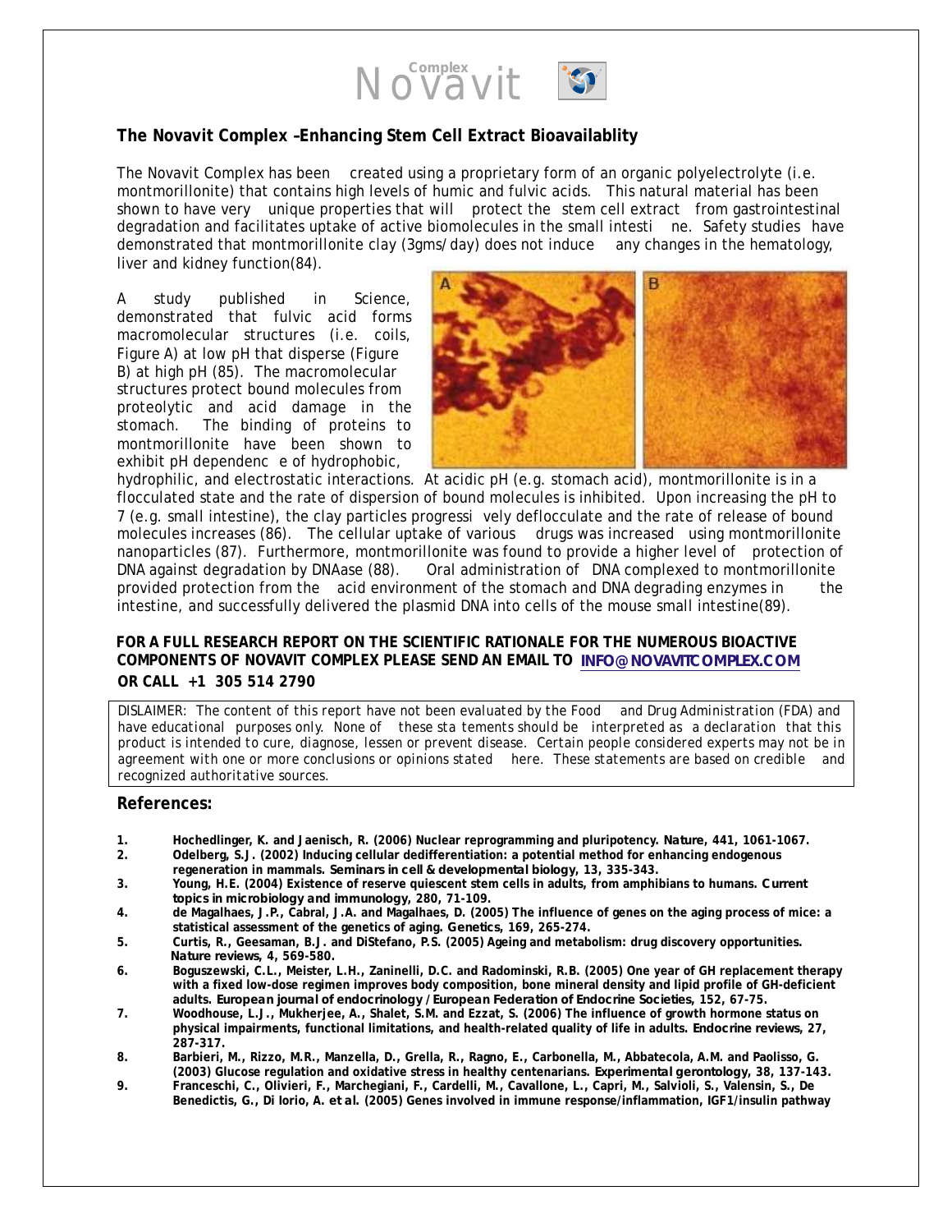## The Novavit Complex –Enhancing Stem Cell Extract Bioavailablity

The Novavit Complex has been created using a proprietary form of an organic polyelectrolyte (i.e. montmorillonite) that contains high levels of humic and fulvic acids. This natural material has been shown to have very unique properties that will protect the stem cell extract from gastrointestinal degradation and facilitates uptake of active biomolecules in the small intestine. Safety studies have demonstrated that montmorillonite clay (3gms/day) does not induce any changes in the hematology, liver and kidney function(84).

A study published in Science, demonstrated that fulvic acid forms macromolecular structures (i.e. coils, Figure A) at low pH that disperse (Figure B) at high pH (85). The macromolecular structures protect bound molecules from proteolytic and acid damage in the stomach. The binding of proteins to montmorillonite have been shown to exhibit pH dependence of hydrophobic, hydrophilic, and electrostatic interactions. At acidic pH (e.g. stomach acid), montmorillonite is in a flocculated state and the rate of dispersion of bound molecules is inhibited. Upon increasing the pH to 7 (e.g. small intestine), the clay particles progressively deflocculate and the rate of release of bound molecules increases (86). The cellular uptake of various drugs was increased using montmorillonite nanoparticles (87). Furthermore, montmorillonite was found to provide a higher level of protection of DNA against degradation by DNAase (88). Oral administration of DNA complexed to montmorillonite provided protection from the acid environment of the stomach and DNA degrading enzymes in the intestine, and successfully delivered the plasmid DNA into cells of the mouse small intestine(89).

**FOR A FULL RESEARCH REPORT ON THE SCIENTIFIC RATIONALE FOR THE NUMEROUS BIOACTIVE COMPONENTS OF NOVAVIT COMPLEX PLEASE SEND AN EMAIL TO INFO@NOVAVITCOMPLEX.COM OR CALL +1 305 514 2790**

DISLAIMER: The content of this report have not been evaluated by the Food and Drug Administration (FDA) and have educational purposes only. None of these statements should be interpreted as a declaration that this product is intended to cure, diagnose, lessen or prevent disease. Certain people considered experts may not be in agreement with one or more conclusions or opinions stated here. These statements are based on credible and recognized authoritative sources.

### References:

1. Hochedlinger, K. and Jaenisch, R. (2006) Nuclear reprogramming and pluripotency. *Nature*, 441, 1061-1067.
2. Odelberg, S.J. (2002) Inducing cellular dedifferentiation: a potential method for enhancing endogenous regeneration in mammals. *Seminars in cell & developmental biology*, 13, 335-343.
3. Young, H.E. (2004) Existence of reserve quiescent stem cells in adults, from amphibians to humans. *Current topics in microbiology and immunology*, 280, 71-109.
4. de Magalhaes, J.P., Cabral, J.A. and Magalhaes, D. (2005) The influence of genes on the aging process of mice: a statistical assessment of the genetics of aging. *Genetics*, 169, 265-274.
5. Curtis, R., Geesaman, B.J. and DiStefano, P.S. (2005) Ageing and metabolism: drug discovery opportunities. *Nature reviews*, 4, 569-580.
6. Boguszewski, C.L., Meister, L.H., Zaninelli, D.C. and Radominski, R.B. (2005) One year of GH replacement therapy with a fixed low-dose regimen improves body composition, bone mineral density and lipid profile of GH-deficient adults. *European journal of endocrinology / European Federation of Endocrine Societies*, 152, 67-75.
7. Woodhouse, L.J., Mukherjee, A., Shalet, S.M. and Ezzat, S. (2006) The influence of growth hormone status on physical impairments, functional limitations, and health-related quality of life in adults. *Endocrine reviews*, 27, 287-317.
8. Barbieri, M., Rizzo, M.R., Manzella, D., Grella, R., Ragno, E., Carbonella, M., Abbatecola, A.M. and Paolisso, G. (2003) Glucose regulation and oxidative stress in healthy centenarians. *Experimental gerontology*, 38, 137-143.
9. Franceschi, C., Olivieri, F., Marchegiani, F., Cardelli, M., Cavallone, L., Capri, M., Salvioli, S., Valensin, S., De Benedictis, G., Di Iorio, A. *et al.* (2005) Genes involved in immune response/inflammation, IGF1/insulin pathway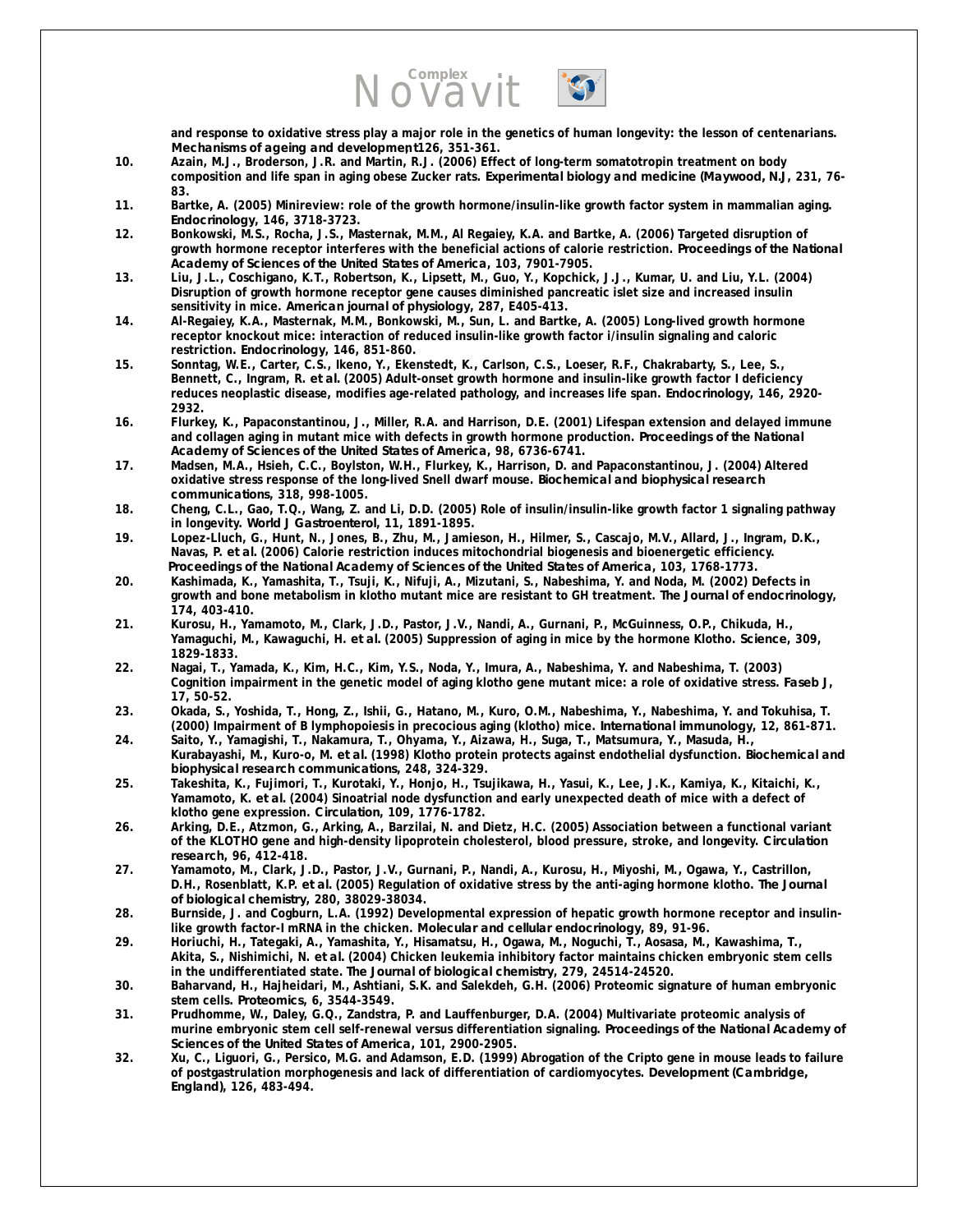and response to oxidative stress play a major role in the genetics of human longevity: the lesson of centenarians. *Mechanisms of ageing and development*, 126, 351-361.

10. Azain, M.J., Broderson, J.R. and Martin, R.J. (2006) Effect of long-term somatotropin treatment on body composition and life span in aging obese Zucker rats. *Experimental biology and medicine (Maywood, N.J*, 231, 76-83.
11. Bartke, A. (2005) Minireview: role of the growth hormone/insulin-like growth factor system in mammalian aging. *Endocrinology*, 146, 3718-3723.
12. Bonkowski, M.S., Rocha, J.S., Masternak, M.M., Al Regaiey, K.A. and Bartke, A. (2006) Targeted disruption of growth hormone receptor interferes with the beneficial actions of calorie restriction. *Proceedings of the National Academy of Sciences of the United States of America*, 103, 7901-7905.
13. Liu, J.L., Coschigano, K.T., Robertson, K., Lipsett, M., Guo, Y., Kopchick, J.J., Kumar, U. and Liu, Y.L. (2004) Disruption of growth hormone receptor gene causes diminished pancreatic islet size and increased insulin sensitivity in mice. *American journal of physiology*, 287, E405-413.
14. Al-Regaiey, K.A., Masternak, M.M., Bonkowski, M., Sun, L. and Bartke, A. (2005) Long-lived growth hormone receptor knockout mice: interaction of reduced insulin-like growth factor i/insulin signaling and caloric restriction. *Endocrinology*, 146, 851-860.
15. Sonntag, W.E., Carter, C.S., Ikeno, Y., Ekenstedt, K., Carlson, C.S., Loeser, R.F., Chakrabarty, S., Lee, S., Bennett, C., Ingram, R. *et al.* (2005) Adult-onset growth hormone and insulin-like growth factor I deficiency reduces neoplastic disease, modifies age-related pathology, and increases life span. *Endocrinology*, 146, 2920-2932.
16. Flurkey, K., Papaconstantinou, J., Miller, R.A. and Harrison, D.E. (2001) Lifespan extension and delayed immune and collagen aging in mutant mice with defects in growth hormone production. *Proceedings of the National Academy of Sciences of the United States of America*, 98, 6736-6741.
17. Madsen, M.A., Hsieh, C.C., Boylston, W.H., Flurkey, K., Harrison, D. and Papaconstantinou, J. (2004) Altered oxidative stress response of the long-lived Snell dwarf mouse. *Biochemical and biophysical research communications*, 318, 998-1005.
18. Cheng, C.L., Gao, T.Q., Wang, Z. and Li, D.D. (2005) Role of insulin/insulin-like growth factor 1 signaling pathway in longevity. *World J Gastroenterol*, 11, 1891-1895.
19. Lopez-Lluch, G., Hunt, N., Jones, B., Zhu, M., Jamieson, H., Hilmer, S., Cascajo, M.V., Allard, J., Ingram, D.K., Navas, P. *et al.* (2006) Calorie restriction induces mitochondrial biogenesis and bioenergetic efficiency. *Proceedings of the National Academy of Sciences of the United States of America*, 103, 1768-1773.
20. Kashimada, K., Yamashita, T., Tsuji, K., Nifuji, A., Mizutani, S., Nabeshima, Y. and Noda, M. (2002) Defects in growth and bone metabolism in klotho mutant mice are resistant to GH treatment. *The Journal of endocrinology*, 174, 403-410.
21. Kurosu, H., Yamamoto, M., Clark, J.D., Pastor, J.V., Nandi, A., Gurnani, P., McGuinness, O.P., Chikuda, H., Yamaguchi, M., Kawaguchi, H. *et al.* (2005) Suppression of aging in mice by the hormone Klotho. *Science*, 309, 1829-1833.
22. Nagai, T., Yamada, K., Kim, H.C., Kim, Y.S., Noda, Y., Imura, A., Nabeshima, Y. and Nabeshima, T. (2003) Cognition impairment in the genetic model of aging klotho gene mutant mice: a role of oxidative stress. *Faseb J*, 17, 50-52.
23. Okada, S., Yoshida, T., Hong, Z., Ishii, G., Hatano, M., Kuro, O.M., Nabeshima, Y., Nabeshima, Y. and Tokuhisa, T. (2000) Impairment of B lymphopoiesis in precocious aging (klotho) mice. *International immunology*, 12, 861-871.
24. Saito, Y., Yamagishi, T., Nakamura, T., Ohyama, Y., Aizawa, H., Suga, T., Matsumura, Y., Masuda, H., Kurabayashi, M., Kuro-o, M. *et al.* (1998) Klotho protein protects against endothelial dysfunction. *Biochemical and biophysical research communications*, 248, 324-329.
25. Takeshita, K., Fujimori, T., Kurotaki, Y., Honjo, H., Tsujikawa, H., Yasui, K., Lee, J.K., Kamiya, K., Kitaichi, K., Yamamoto, K. *et al.* (2004) Sinoatrial node dysfunction and early unexpected death of mice with a defect of klotho gene expression. *Circulation*, 109, 1776-1782.
26. Arking, D.E., Atzmon, G., Arking, A., Barzilai, N. and Dietz, H.C. (2005) Association between a functional variant of the KLOTHO gene and high-density lipoprotein cholesterol, blood pressure, stroke, and longevity. *Circulation research*, 96, 412-418.
27. Yamamoto, M., Clark, J.D., Pastor, J.V., Gurnani, P., Nandi, A., Kurosu, H., Miyoshi, M., Ogawa, Y., Castrillon, D.H., Rosenblatt, K.P. *et al.* (2005) Regulation of oxidative stress by the anti-aging hormone klotho. *The Journal of biological chemistry*, 280, 38029-38034.
28. Burnside, J. and Cogburn, L.A. (1992) Developmental expression of hepatic growth hormone receptor and insulin-like growth factor-I mRNA in the chicken. *Molecular and cellular endocrinology*, 89, 91-96.
29. Horiuchi, H., Tategaki, A., Yamashita, Y., Hisamatsu, H., Ogawa, M., Noguchi, T., Aosasa, M., Kawashima, T., Akita, S., Nishimichi, N. *et al.* (2004) Chicken leukemia inhibitory factor maintains chicken embryonic stem cells in the undifferentiated state. *The Journal of biological chemistry*, 279, 24514-24520.
30. Baharvand, H., Hajheidari, M., Ashtiani, S.K. and Salekdeh, G.H. (2006) Proteomic signature of human embryonic stem cells. *Proteomics*, 6, 3544-3549.
31. Prudhomme, W., Daley, G.Q., Zandstra, P. and Lauffenburger, D.A. (2004) Multivariate proteomic analysis of murine embryonic stem cell self-renewal versus differentiation signaling. *Proceedings of the National Academy of Sciences of the United States of America*, 101, 2900-2905.
32. Xu, C., Liguori, G., Persico, M.G. and Adamson, E.D. (1999) Abrogation of the Cripto gene in mouse leads to failure of postgastrulation morphogenesis and lack of differentiation of cardiomyocytes. *Development (Cambridge, England)*, 126, 483-494.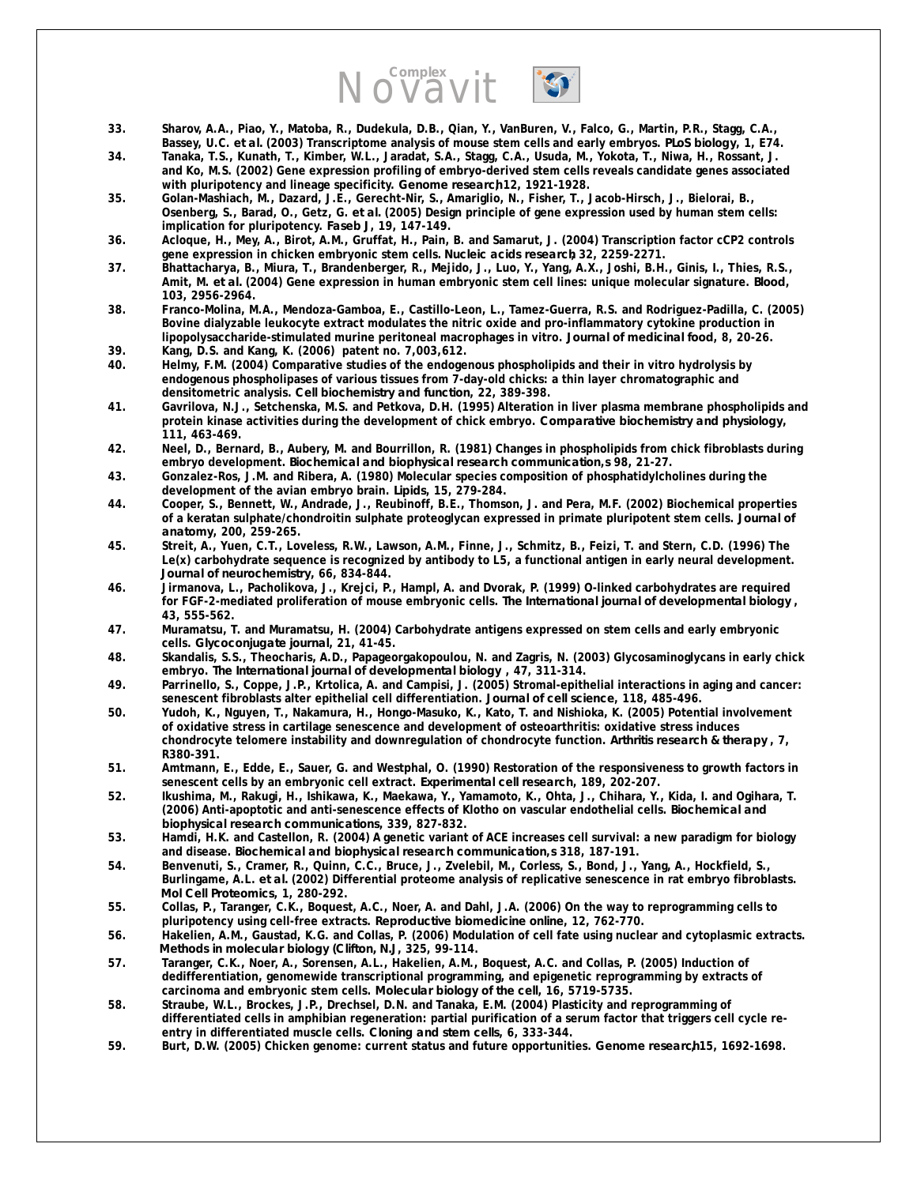33. Sharov, A.A., Piao, Y., Matoba, R., Dudekula, D.B., Qian, Y., VanBuren, V., Falco, G., Martin, P.R., Stagg, C.A., Bassey, U.C. *et al.* (2003) Transcriptome analysis of mouse stem cells and early embryos. *PLoS biology*, 1, E74.
34. Tanaka, T.S., Kunath, T., Kimber, W.L., Jaradat, S.A., Stagg, C.A., Usuda, M., Yokota, T., Niwa, H., Rossant, J. and Ko, M.S. (2002) Gene expression profiling of embryo-derived stem cells reveals candidate genes associated with pluripotency and lineage specificity. *Genome research*, 12, 1921-1928.
35. Golan-Mashiach, M., Dazard, J.E., Gerecht-Nir, S., Amariglio, N., Fisher, T., Jacob-Hirsch, J., Bielorai, B., Osenberg, S., Barad, O., Getz, G. *et al.* (2005) Design principle of gene expression used by human stem cells: implication for pluripotency. *Faseb J*, 19, 147-149.
36. Acloque, H., Mey, A., Birot, A.M., Gruffat, H., Pain, B. and Samarut, J. (2004) Transcription factor cCP2 controls gene expression in chicken embryonic stem cells. *Nucleic acids research*, 32, 2259-2271.
37. Bhattacharya, B., Miura, T., Brandenberger, R., Mejido, J., Luo, Y., Yang, A.X., Joshi, B.H., Ginis, I., Thies, R.S., Amit, M. *et al.* (2004) Gene expression in human embryonic stem cell lines: unique molecular signature. *Blood*, 103, 2956-2964.
38. Franco-Molina, M.A., Mendoza-Gamboa, E., Castillo-Leon, L., Tamez-Guerra, R.S. and Rodriguez-Padilla, C. (2005) Bovine dialyzable leukocyte extract modulates the nitric oxide and pro-inflammatory cytokine production in lipopolysaccharide-stimulated murine peritoneal macrophages in vitro. *Journal of medicinal food*, 8, 20-26.
39. Kang, D.S. and Kang, K. (2006) patent no. 7,003,612.
40. Helmy, F.M. (2004) Comparative studies of the endogenous phospholipids and their in vitro hydrolysis by endogenous phospholipases of various tissues from 7-day-old chicks: a thin layer chromatographic and densitometric analysis. *Cell biochemistry and function*, 22, 389-398.
41. Gavrilova, N.J., Setchenska, M.S. and Petkova, D.H. (1995) Alteration in liver plasma membrane phospholipids and protein kinase activities during the development of chick embryo. *Comparative biochemistry and physiology*, 111, 463-469.
42. Neel, D., Bernard, B., Aubery, M. and Bourrillon, R. (1981) Changes in phospholipids from chick fibroblasts during embryo development. *Biochemical and biophysical research communications*, 98, 21-27.
43. Gonzalez-Ros, J.M. and Ribera, A. (1980) Molecular species composition of phosphatidylcholines during the development of the avian embryo brain. *Lipids*, 15, 279-284.
44. Cooper, S., Bennett, W., Andrade, J., Reubinoff, B.E., Thomson, J. and Pera, M.F. (2002) Biochemical properties of a keratan sulphate/chondroitin sulphate proteoglycan expressed in primate pluripotent stem cells. *Journal of anatomy*, 200, 259-265.
45. Streit, A., Yuen, C.T., Loveless, R.W., Lawson, A.M., Finne, J., Schmitz, B., Feizi, T. and Stern, C.D. (1996) The Le(x) carbohydrate sequence is recognized by antibody to L5, a functional antigen in early neural development. *Journal of neurochemistry*, 66, 834-844.
46. Jirmanova, L., Pacholikova, J., Krejci, P., Hampl, A. and Dvorak, P. (1999) O-linked carbohydrates are required for FGF-2-mediated proliferation of mouse embryonic cells. *The International journal of developmental biology*, 43, 555-562.
47. Muramatsu, T. and Muramatsu, H. (2004) Carbohydrate antigens expressed on stem cells and early embryonic cells. *Glycoconjugate journal*, 21, 41-45.
48. Skandalis, S.S., Theocharis, A.D., Papageorgakopoulou, N. and Zagris, N. (2003) Glycosaminoglycans in early chick embryo. *The International journal of developmental biology*, 47, 311-314.
49. Parrinello, S., Coppe, J.P., Krtolica, A. and Campisi, J. (2005) Stromal-epithelial interactions in aging and cancer: senescent fibroblasts alter epithelial cell differentiation. *Journal of cell science*, 118, 485-496.
50. Yudoh, K., Nguyen, T., Nakamura, H., Hongo-Masuko, K., Kato, T. and Nishioka, K. (2005) Potential involvement of oxidative stress in cartilage senescence and development of osteoarthritis: oxidative stress induces chondrocyte telomere instability and downregulation of chondrocyte function. *Arthritis research & therapy*, 7, R380-391.
51. Amtmann, E., Edde, E., Sauer, G. and Westphal, O. (1990) Restoration of the responsiveness to growth factors in senescent cells by an embryonic cell extract. *Experimental cell research*, 189, 202-207.
52. Ikushima, M., Rakugi, H., Ishikawa, K., Maekawa, Y., Yamamoto, K., Ohta, J., Chihara, Y., Kida, I. and Ogihara, T. (2006) Anti-apoptotic and anti-senescence effects of Klotho on vascular endothelial cells. *Biochemical and biophysical research communications*, 339, 827-832.
53. Hamdi, H.K. and Castellon, R. (2004) A genetic variant of ACE increases cell survival: a new paradigm for biology and disease. *Biochemical and biophysical research communications*, 318, 187-191.
54. Benvenuti, S., Cramer, R., Quinn, C.C., Bruce, J., Zvelebil, M., Corless, S., Bond, J., Yang, A., Hockfield, S., Burlingame, A.L. *et al.* (2002) Differential proteome analysis of replicative senescence in rat embryo fibroblasts. *Mol Cell Proteomics*, 1, 280-292.
55. Collas, P., Taranger, C.K., Boquest, A.C., Noer, A. and Dahl, J.A. (2006) On the way to reprogramming cells to pluripotency using cell-free extracts. *Reproductive biomedicine online*, 12, 762-770.
56. Hakelien, A.M., Gaustad, K.G. and Collas, P. (2006) Modulation of cell fate using nuclear and cytoplasmic extracts. *Methods in molecular biology (Clifton, N.J*, 325, 99-114.
57. Taranger, C.K., Noer, A., Sorensen, A.L., Hakelien, A.M., Boquest, A.C. and Collas, P. (2005) Induction of dedifferentiation, genomewide transcriptional programming, and epigenetic reprogramming by extracts of carcinoma and embryonic stem cells. *Molecular biology of the cell*, 16, 5719-5735.
58. Straube, W.L., Brockes, J.P., Drechsel, D.N. and Tanaka, E.M. (2004) Plasticity and reprogramming of differentiated cells in amphibian regeneration: partial purification of a serum factor that triggers cell cycle re-entry in differentiated muscle cells. *Cloning and stem cells*, 6, 333-344.
59. Burt, D.W. (2005) Chicken genome: current status and future opportunities. *Genome research*, 15, 1692-1698.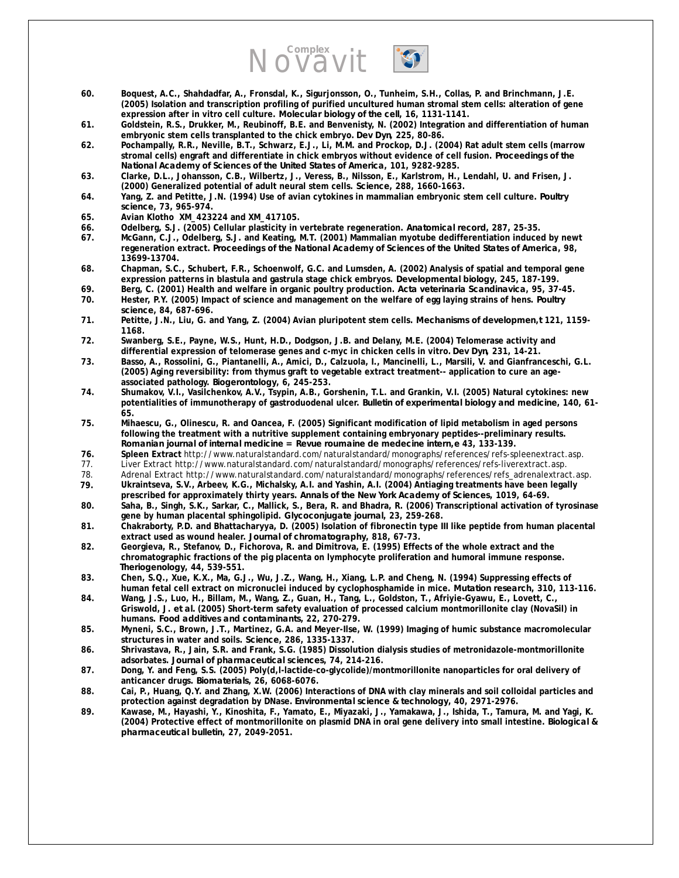60. **Boquest, A.C., Shahdadfar, A., Fronsdal, K., Sigurjonsson, O., Tunheim, S.H., Collas, P. and Brinchmann, J.E. (2005) Isolation and transcription profiling of purified uncultured human stromal stem cells: alteration of gene expression after in vitro cell culture.** ***Molecular biology of the cell*****, 16, 1131-1141.**
61. **Goldstein, R.S., Drukker, M., Reubinoff, B.E. and Benvenisty, N. (2002) Integration and differentiation of human embryonic stem cells transplanted to the chick embryo.** ***Dev Dyn*****, 225, 80-86.**
62. **Pochampally, R.R., Neville, B.T., Schwarz, E.J., Li, M.M. and Prockop, D.J. (2004) Rat adult stem cells (marrow stromal cells) engraft and differentiate in chick embryos without evidence of cell fusion.** ***Proceedings of the National Academy of Sciences of the United States of America*****, 101, 9282-9285.**
63. **Clarke, D.L., Johansson, C.B., Wilbertz, J., Veress, B., Nilsson, E., Karlstrom, H., Lendahl, U. and Frisen, J. (2000) Generalized potential of adult neural stem cells.** ***Science*****, 288, 1660-1663.**
64. **Yang, Z. and Petitte, J.N. (1994) Use of avian cytokines in mammalian embryonic stem cell culture.** ***Poultry science*****, 73, 965-974.**
65. **Avian Klotho XM_423224 and XM_417105.**
66. **Odelberg, S.J. (2005) Cellular plasticity in vertebrate regeneration.** ***Anatomical record*****, 287, 25-35.**
67. **McGann, C.J., Odelberg, S.J. and Keating, M.T. (2001) Mammalian myotube dedifferentiation induced by newt regeneration extract.** ***Proceedings of the National Academy of Sciences of the United States of America*****, 98, 13699-13704.**
68. **Chapman, S.C., Schubert, F.R., Schoenwolf, G.C. and Lumsden, A. (2002) Analysis of spatial and temporal gene expression patterns in blastula and gastrula stage chick embryos.** ***Developmental biology*****, 245, 187-199.**
69. **Berg, C. (2001) Health and welfare in organic poultry production.** ***Acta veterinaria Scandinavica*****, 95, 37-45.**
70. **Hester, P.Y. (2005) Impact of science and management on the welfare of egg laying strains of hens.** ***Poultry science*****, 84, 687-696.**
71. **Petitte, J.N., Liu, G. and Yang, Z. (2004) Avian pluripotent stem cells.** ***Mechanisms of developmen,t*** **121, 1159-1168.**
72. **Swanberg, S.E., Payne, W.S., Hunt, H.D., Dodgson, J.B. and Delany, M.E. (2004) Telomerase activity and differential expression of telomerase genes and c-myc in chicken cells in vitro.** ***Dev Dyn*****, 231, 14-21.**
73. **Basso, A., Rossolini, G., Piantanelli, A., Amici, D., Calzuola, I., Mancinelli, L., Marsili, V. and Gianfranceschi, G.L. (2005) Aging reversibility: from thymus graft to vegetable extract treatment-- application to cure an age-associated pathology.** ***Biogerontology*****, 6, 245-253.**
74. **Shumakov, V.I., Vasilchenkov, A.V., Tsypin, A.B., Gorshenin, T.L. and Grankin, V.I. (2005) Natural cytokines: new potentialities of immunotherapy of gastroduodenal ulcer.** ***Bulletin of experimental biology and medicine*****, 140, 61-65.**
75. **Mihaescu, G., Olinescu, R. and Oancea, F. (2005) Significant modification of lipid metabolism in aged persons following the treatment with a nutritive supplement containing embryonary peptides--preliminary results.** ***Romanian journal of internal medicine = Revue roumaine de medecine intern,e*** **43, 133-139.**
76. **Spleen Extract** http://www.naturalstandard.com/naturalstandard/monographs/references/refs-spleenextract.asp.
77. Liver Extract http://www.naturalstandard.com/naturalstandard/monographs/references/refs-liverextract.asp.
78. Adrenal Extract http://www.naturalstandard.com/naturalstandard/monographs/references/refs_adrenalextract.asp.
79. **Ukraintseva, S.V., Arbeev, K.G., Michalsky, A.I. and Yashin, A.I. (2004) Antiaging treatments have been legally prescribed for approximately thirty years.** ***Annals of the New York Academy of Sciences*****, 1019, 64-69.**
80. **Saha, B., Singh, S.K., Sarkar, C., Mallick, S., Bera, R. and Bhadra, R. (2006) Transcriptional activation of tyrosinase gene by human placental sphingolipid.** ***Glycoconjugate journal*****, 23, 259-268.**
81. **Chakraborty, P.D. and Bhattacharyya, D. (2005) Isolation of fibronectin type III like peptide from human placental extract used as wound healer.** ***Journal of chromatography*****, 818, 67-73.**
82. **Georgieva, R., Stefanov, D., Fichorova, R. and Dimitrova, E. (1995) Effects of the whole extract and the chromatographic fractions of the pig placenta on lymphocyte proliferation and humoral immune response.** ***Theriogenology*****, 44, 539-551.**
83. **Chen, S.Q., Xue, K.X., Ma, G.J., Wu, J.Z., Wang, H., Xiang, L.P. and Cheng, N. (1994) Suppressing effects of human fetal cell extract on micronuclei induced by cyclophosphamide in mice.** ***Mutation research*****, 310, 113-116.**
84. **Wang, J.S., Luo, H., Billam, M., Wang, Z., Guan, H., Tang, L., Goldston, T., Afriyie-Gyawu, E., Lovett, C., Griswold, J. et al. (2005) Short-term safety evaluation of processed calcium montmorillonite clay (NovaSil) in humans.** ***Food additives and contaminants*****, 22, 270-279.**
85. **Myneni, S.C., Brown, J.T., Martinez, G.A. and Meyer-Ilse, W. (1999) Imaging of humic substance macromolecular structures in water and soils.** ***Science*****, 286, 1335-1337.**
86. **Shrivastava, R., Jain, S.R. and Frank, S.G. (1985) Dissolution dialysis studies of metronidazole-montmorillonite adsorbates.** ***Journal of pharmaceutical sciences*****, 74, 214-216.**
87. **Dong, Y. and Feng, S.S. (2005) Poly(d,l-lactide-co-glycolide)/montmorillonite nanoparticles for oral delivery of anticancer drugs.** ***Biomaterials*****, 26, 6068-6076.**
88. **Cai, P., Huang, Q.Y. and Zhang, X.W. (2006) Interactions of DNA with clay minerals and soil colloidal particles and protection against degradation by DNase.** ***Environmental science & technology*****, 40, 2971-2976.**
89. **Kawase, M., Hayashi, Y., Kinoshita, F., Yamato, E., Miyazaki, J., Yamakawa, J., Ishida, T., Tamura, M. and Yagi, K. (2004) Protective effect of montmorillonite on plasmid DNA in oral gene delivery into small intestine.** ***Biological & pharmaceutical bulletin*****, 27, 2049-2051.**